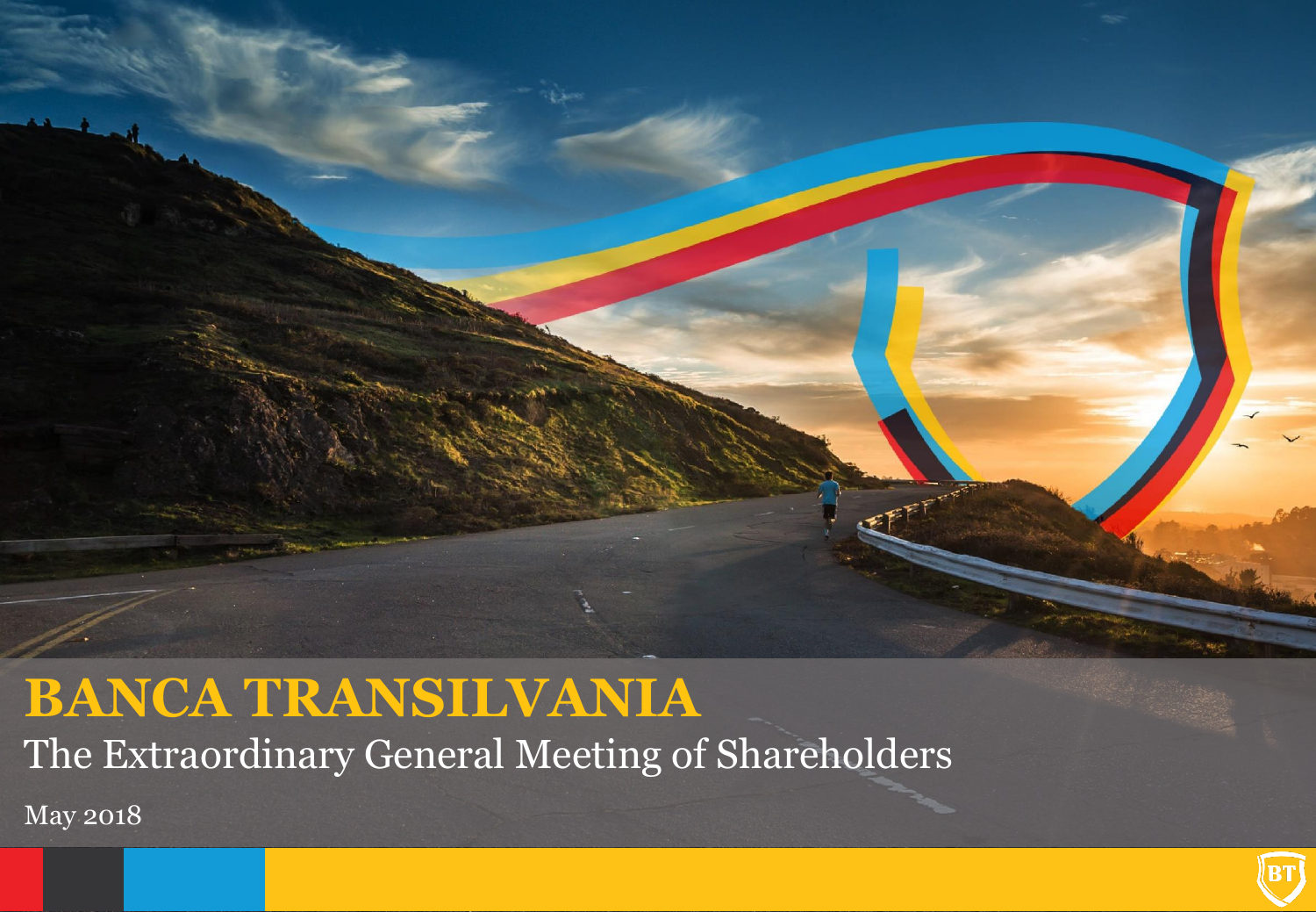# BANCA TRANSILVANIA

## The Extraordinary General Meeting of Shareholders

May 2018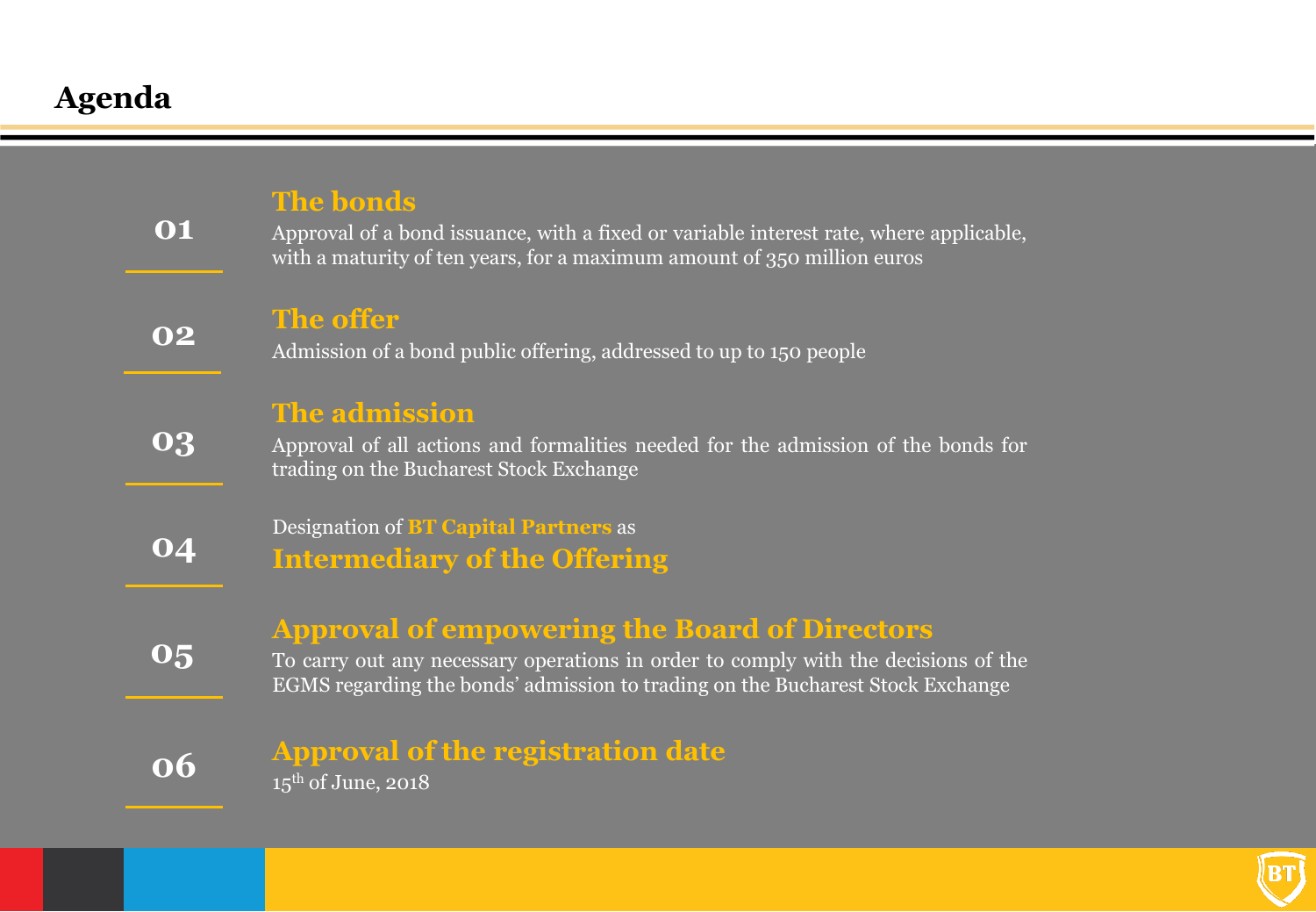# Agenda

**01**

**The bonds**

Approval of a bond issuance, with a fixed or variable interest rate, where applicable, with a maturity of ten years, for a maximum amount of 350 million euros

**02**

**The offer**

Admission of a bond public offering, addressed to up to 150 people

**03**

**The admission**

Approval of all actions and formalities needed for the admission of the bonds for trading on the Bucharest Stock Exchange

**04**

Designation of **BT Capital Partners** as

**Intermediary of the Offering**

**05**

**Approval of empowering the Board of Directors**

To carry out any necessary operations in order to comply with the decisions of the EGMS regarding the bonds' admission to trading on the Bucharest Stock Exchange

**06**

**Approval of the registration date**

15th of June, 2018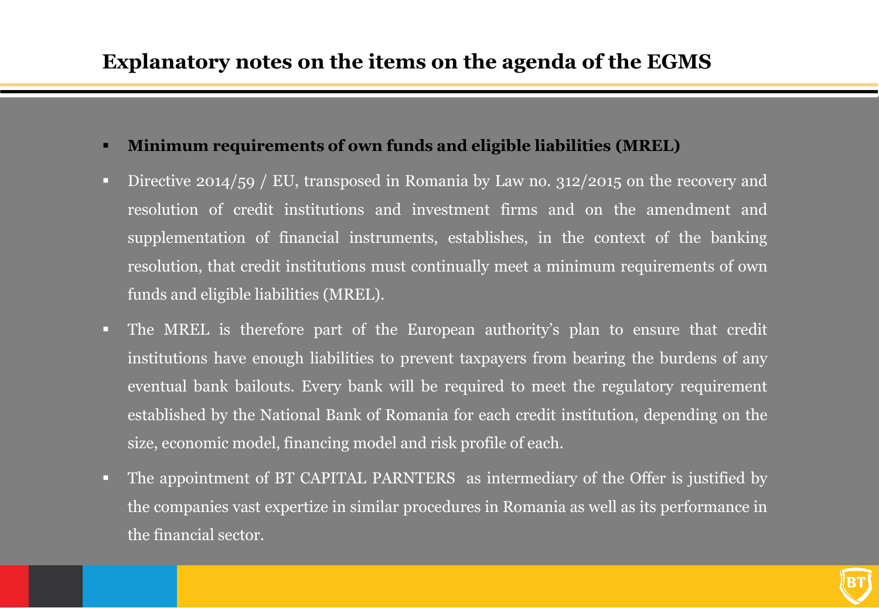## Explanatory notes on the items on the agenda of the EGMS

- **Minimum requirements of own funds and eligible liabilities (MREL)**
- Directive 2014/59 / EU, transposed in Romania by Law no. 312/2015 on the recovery and resolution of credit institutions and investment firms and on the amendment and supplementation of financial instruments, establishes, in the context of the banking resolution, that credit institutions must continually meet a minimum requirements of own funds and eligible liabilities (MREL).
- The MREL is therefore part of the European authority's plan to ensure that credit institutions have enough liabilities to prevent taxpayers from bearing the burdens of any eventual bank bailouts. Every bank will be required to meet the regulatory requirement established by the National Bank of Romania for each credit institution, depending on the size, economic model, financing model and risk profile of each.
- The appointment of BT CAPITAL PARNTERS as intermediary of the Offer is justified by the companies vast expertize in similar procedures in Romania as well as its performance in the financial sector.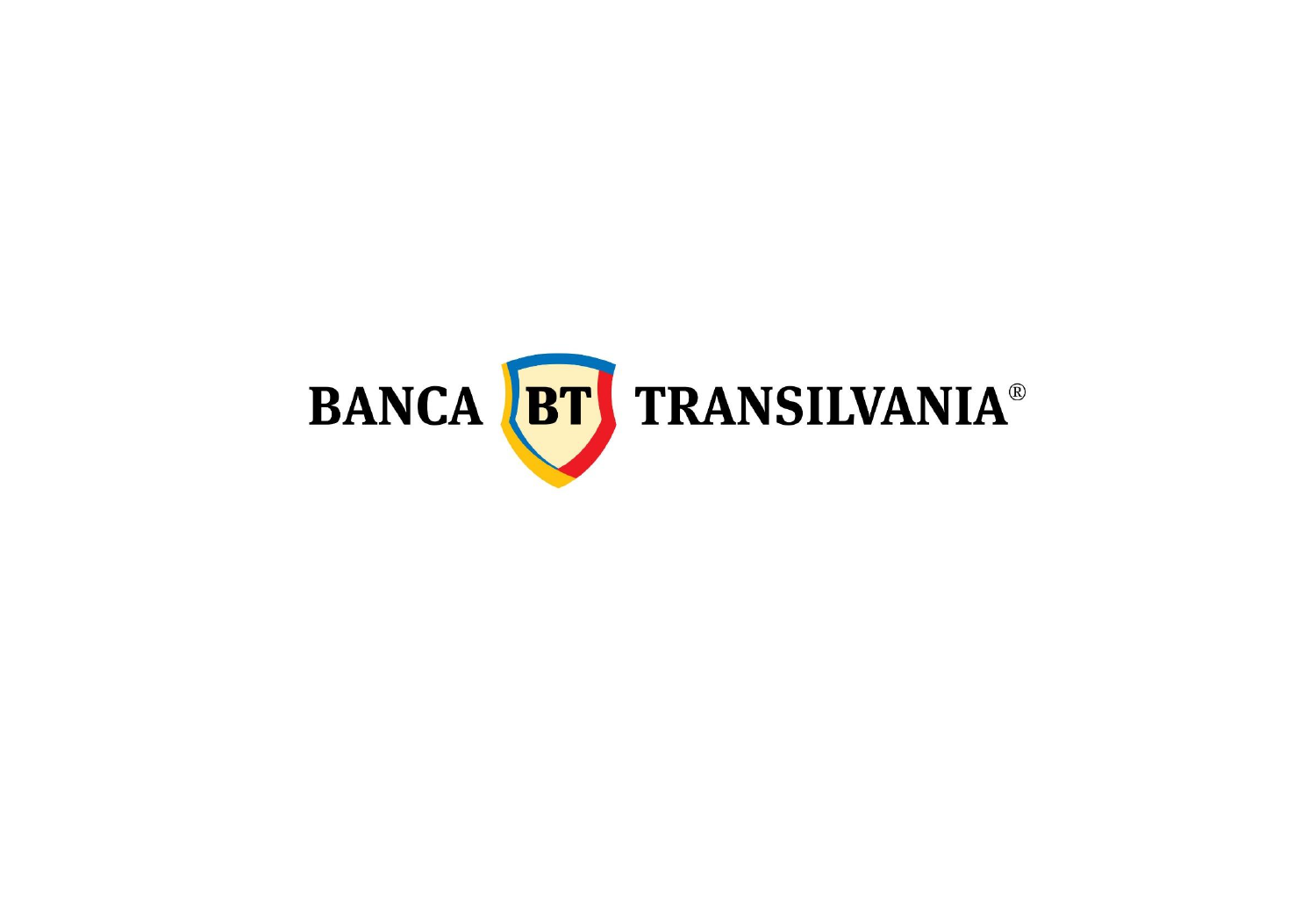BANCA BT TRANSILVANIA®